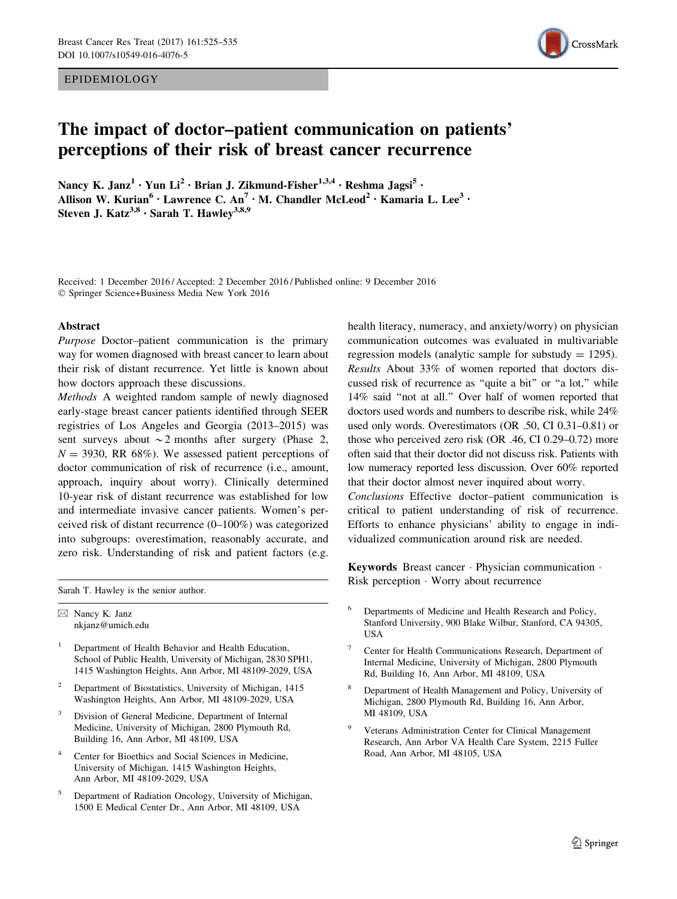EPIDEMIOLOGY

# The impact of doctor–patient communication on patients' perceptions of their risk of breast cancer recurrence

Nancy K. Janz[1] · Yun Li[2] · Brian J. Zikmund-Fisher[1,3,4] · Reshma Jagsi[5] · Allison W. Kurian[6] · Lawrence C. An[7] · M. Chandler McLeod[2] · Kamaria L. Lee[3] · Steven J. Katz[3,8] · Sarah T. Hawley[3,8,9]

Received: 1 December 2016 / Accepted: 2 December 2016 / Published online: 9 December 2016
© Springer Science+Business Media New York 2016

## Abstract

*Purpose* Doctor–patient communication is the primary way for women diagnosed with breast cancer to learn about their risk of distant recurrence. Yet little is known about how doctors approach these discussions.

*Methods* A weighted random sample of newly diagnosed early-stage breast cancer patients identified through SEER registries of Los Angeles and Georgia (2013–2015) was sent surveys about ~2 months after surgery (Phase 2, N = 3930, RR 68%). We assessed patient perceptions of doctor communication of risk of recurrence (i.e., amount, approach, inquiry about worry). Clinically determined 10-year risk of distant recurrence was established for low and intermediate invasive cancer patients. Women's perceived risk of distant recurrence (0–100%) was categorized into subgroups: overestimation, reasonably accurate, and zero risk. Understanding of risk and patient factors (e.g. health literacy, numeracy, and anxiety/worry) on physician communication outcomes was evaluated in multivariable regression models (analytic sample for substudy = 1295).

*Results* About 33% of women reported that doctors discussed risk of recurrence as "quite a bit" or "a lot," while 14% said "not at all." Over half of women reported that doctors used words and numbers to describe risk, while 24% used only words. Overestimators (OR .50, CI 0.31–0.81) or those who perceived zero risk (OR .46, CI 0.29–0.72) more often said that their doctor did not discuss risk. Patients with low numeracy reported less discussion. Over 60% reported that their doctor almost never inquired about worry.

*Conclusions* Effective doctor–patient communication is critical to patient understanding of risk of recurrence. Efforts to enhance physicians' ability to engage in individualized communication around risk are needed.

**Keywords** Breast cancer · Physician communication · Risk perception · Worry about recurrence

---

Sarah T. Hawley is the senior author.

✉ Nancy K. Janz
nkjanz@umich.edu

[1] Department of Health Behavior and Health Education, School of Public Health, University of Michigan, 2830 SPH1, 1415 Washington Heights, Ann Arbor, MI 48109-2029, USA

[2] Department of Biostatistics, University of Michigan, 1415 Washington Heights, Ann Arbor, MI 48109-2029, USA

[3] Division of General Medicine, Department of Internal Medicine, University of Michigan, 2800 Plymouth Rd, Building 16, Ann Arbor, MI 48109, USA

[4] Center for Bioethics and Social Sciences in Medicine, University of Michigan, 1415 Washington Heights, Ann Arbor, MI 48109-2029, USA

[5] Department of Radiation Oncology, University of Michigan, 1500 E Medical Center Dr., Ann Arbor, MI 48109, USA

[6] Departments of Medicine and Health Research and Policy, Stanford University, 900 Blake Wilbur, Stanford, CA 94305, USA

[7] Center for Health Communications Research, Department of Internal Medicine, University of Michigan, 2800 Plymouth Rd, Building 16, Ann Arbor, MI 48109, USA

[8] Department of Health Management and Policy, University of Michigan, 2800 Plymouth Rd, Building 16, Ann Arbor, MI 48109, USA

[9] Veterans Administration Center for Clinical Management Research, Ann Arbor VA Health Care System, 2215 Fuller Road, Ann Arbor, MI 48105, USA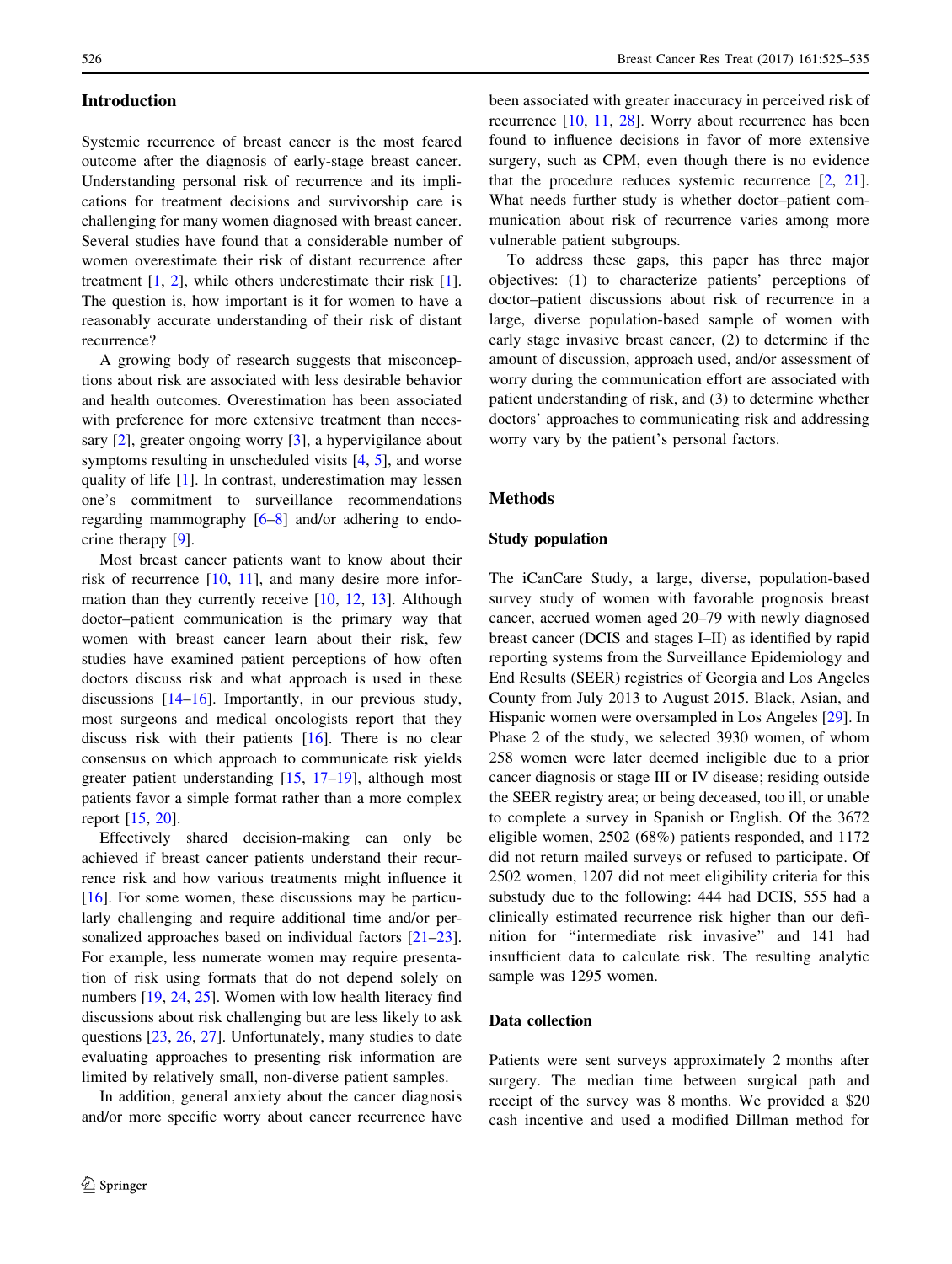## Introduction

Systemic recurrence of breast cancer is the most feared outcome after the diagnosis of early-stage breast cancer. Understanding personal risk of recurrence and its implications for treatment decisions and survivorship care is challenging for many women diagnosed with breast cancer. Several studies have found that a considerable number of women overestimate their risk of distant recurrence after treatment [1, 2], while others underestimate their risk [1]. The question is, how important is it for women to have a reasonably accurate understanding of their risk of distant recurrence?

A growing body of research suggests that misconceptions about risk are associated with less desirable behavior and health outcomes. Overestimation has been associated with preference for more extensive treatment than necessary [2], greater ongoing worry [3], a hypervigilance about symptoms resulting in unscheduled visits [4, 5], and worse quality of life [1]. In contrast, underestimation may lessen one's commitment to surveillance recommendations regarding mammography [6–8] and/or adhering to endocrine therapy [9].

Most breast cancer patients want to know about their risk of recurrence [10, 11], and many desire more information than they currently receive [10, 12, 13]. Although doctor–patient communication is the primary way that women with breast cancer learn about their risk, few studies have examined patient perceptions of how often doctors discuss risk and what approach is used in these discussions [14–16]. Importantly, in our previous study, most surgeons and medical oncologists report that they discuss risk with their patients [16]. There is no clear consensus on which approach to communicate risk yields greater patient understanding [15, 17–19], although most patients favor a simple format rather than a more complex report [15, 20].

Effectively shared decision-making can only be achieved if breast cancer patients understand their recurrence risk and how various treatments might influence it [16]. For some women, these discussions may be particularly challenging and require additional time and/or personalized approaches based on individual factors [21–23]. For example, less numerate women may require presentation of risk using formats that do not depend solely on numbers [19, 24, 25]. Women with low health literacy find discussions about risk challenging but are less likely to ask questions [23, 26, 27]. Unfortunately, many studies to date evaluating approaches to presenting risk information are limited by relatively small, non-diverse patient samples.

In addition, general anxiety about the cancer diagnosis and/or more specific worry about cancer recurrence have been associated with greater inaccuracy in perceived risk of recurrence [10, 11, 28]. Worry about recurrence has been found to influence decisions in favor of more extensive surgery, such as CPM, even though there is no evidence that the procedure reduces systemic recurrence [2, 21]. What needs further study is whether doctor–patient communication about risk of recurrence varies among more vulnerable patient subgroups.

To address these gaps, this paper has three major objectives: (1) to characterize patients' perceptions of doctor–patient discussions about risk of recurrence in a large, diverse population-based sample of women with early stage invasive breast cancer, (2) to determine if the amount of discussion, approach used, and/or assessment of worry during the communication effort are associated with patient understanding of risk, and (3) to determine whether doctors' approaches to communicating risk and addressing worry vary by the patient's personal factors.

## Methods

### Study population

The iCanCare Study, a large, diverse, population-based survey study of women with favorable prognosis breast cancer, accrued women aged 20–79 with newly diagnosed breast cancer (DCIS and stages I–II) as identified by rapid reporting systems from the Surveillance Epidemiology and End Results (SEER) registries of Georgia and Los Angeles County from July 2013 to August 2015. Black, Asian, and Hispanic women were oversampled in Los Angeles [29]. In Phase 2 of the study, we selected 3930 women, of whom 258 women were later deemed ineligible due to a prior cancer diagnosis or stage III or IV disease; residing outside the SEER registry area; or being deceased, too ill, or unable to complete a survey in Spanish or English. Of the 3672 eligible women, 2502 (68%) patients responded, and 1172 did not return mailed surveys or refused to participate. Of 2502 women, 1207 did not meet eligibility criteria for this substudy due to the following: 444 had DCIS, 555 had a clinically estimated recurrence risk higher than our definition for "intermediate risk invasive" and 141 had insufficient data to calculate risk. The resulting analytic sample was 1295 women.

### Data collection

Patients were sent surveys approximately 2 months after surgery. The median time between surgical path and receipt of the survey was 8 months. We provided a $20 cash incentive and used a modified Dillman method for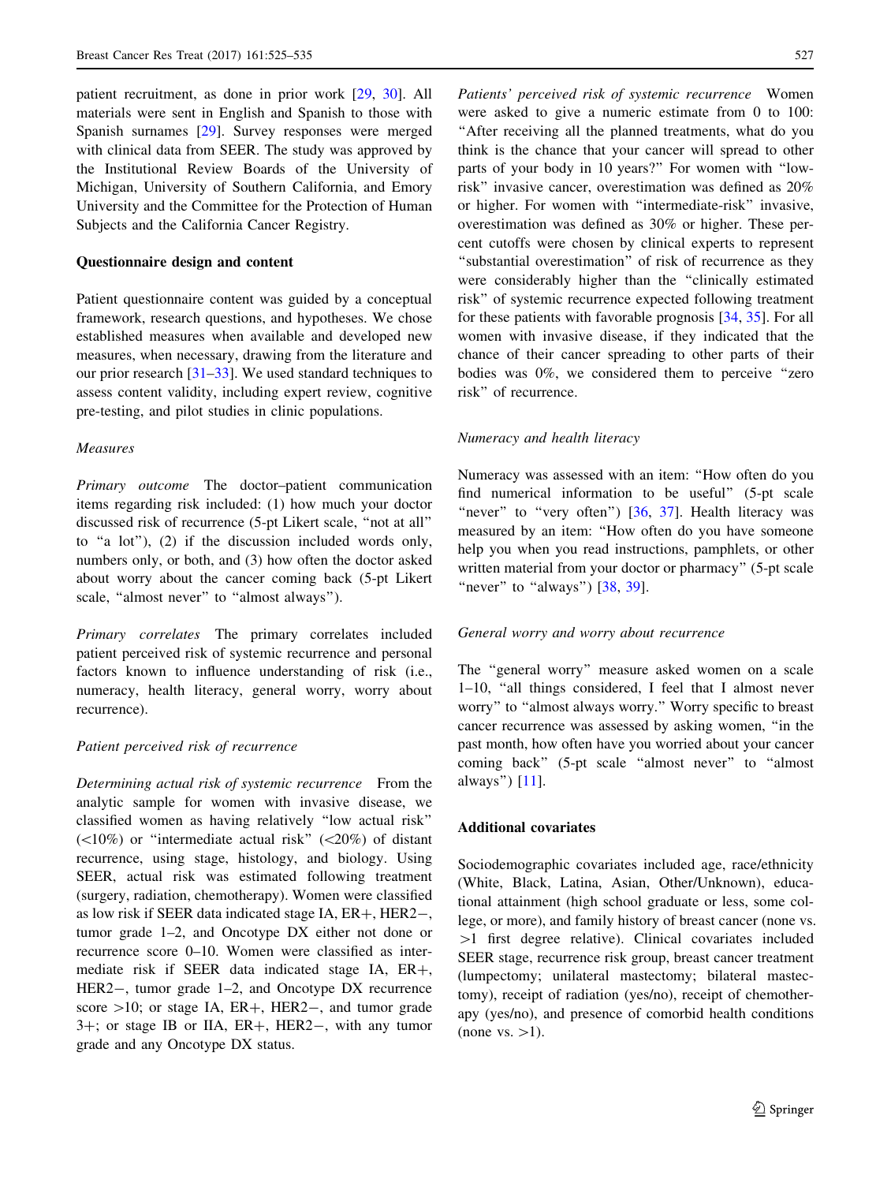patient recruitment, as done in prior work [29, 30]. All materials were sent in English and Spanish to those with Spanish surnames [29]. Survey responses were merged with clinical data from SEER. The study was approved by the Institutional Review Boards of the University of Michigan, University of Southern California, and Emory University and the Committee for the Protection of Human Subjects and the California Cancer Registry.

### Questionnaire design and content

Patient questionnaire content was guided by a conceptual framework, research questions, and hypotheses. We chose established measures when available and developed new measures, when necessary, drawing from the literature and our prior research [31–33]. We used standard techniques to assess content validity, including expert review, cognitive pre-testing, and pilot studies in clinic populations.

#### *Measures*

*Primary outcome* The doctor–patient communication items regarding risk included: (1) how much your doctor discussed risk of recurrence (5-pt Likert scale, "not at all" to "a lot"), (2) if the discussion included words only, numbers only, or both, and (3) how often the doctor asked about worry about the cancer coming back (5-pt Likert scale, "almost never" to "almost always").

*Primary correlates* The primary correlates included patient perceived risk of systemic recurrence and personal factors known to influence understanding of risk (i.e., numeracy, health literacy, general worry, worry about recurrence).

#### *Patient perceived risk of recurrence*

*Determining actual risk of systemic recurrence* From the analytic sample for women with invasive disease, we classified women as having relatively "low actual risk" (<10%) or "intermediate actual risk" (<20%) of distant recurrence, using stage, histology, and biology. Using SEER, actual risk was estimated following treatment (surgery, radiation, chemotherapy). Women were classified as low risk if SEER data indicated stage IA, ER+, HER2−, tumor grade 1–2, and Oncotype DX either not done or recurrence score 0–10. Women were classified as intermediate risk if SEER data indicated stage IA, ER+, HER2−, tumor grade 1–2, and Oncotype DX recurrence score >10; or stage IA, ER+, HER2−, and tumor grade 3+; or stage IB or IIA, ER+, HER2−, with any tumor grade and any Oncotype DX status.

*Patients' perceived risk of systemic recurrence* Women were asked to give a numeric estimate from 0 to 100: "After receiving all the planned treatments, what do you think is the chance that your cancer will spread to other parts of your body in 10 years?" For women with "low-risk" invasive cancer, overestimation was defined as 20% or higher. For women with "intermediate-risk" invasive, overestimation was defined as 30% or higher. These percent cutoffs were chosen by clinical experts to represent "substantial overestimation" of risk of recurrence as they were considerably higher than the "clinically estimated risk" of systemic recurrence expected following treatment for these patients with favorable prognosis [34, 35]. For all women with invasive disease, if they indicated that the chance of their cancer spreading to other parts of their bodies was 0%, we considered them to perceive "zero risk" of recurrence.

#### *Numeracy and health literacy*

Numeracy was assessed with an item: "How often do you find numerical information to be useful" (5-pt scale "never" to "very often") [36, 37]. Health literacy was measured by an item: "How often do you have someone help you when you read instructions, pamphlets, or other written material from your doctor or pharmacy" (5-pt scale "never" to "always") [38, 39].

#### *General worry and worry about recurrence*

The "general worry" measure asked women on a scale 1–10, "all things considered, I feel that I almost never worry" to "almost always worry." Worry specific to breast cancer recurrence was assessed by asking women, "in the past month, how often have you worried about your cancer coming back" (5-pt scale "almost never" to "almost always") [11].

### Additional covariates

Sociodemographic covariates included age, race/ethnicity (White, Black, Latina, Asian, Other/Unknown), educational attainment (high school graduate or less, some college, or more), and family history of breast cancer (none vs. >1 first degree relative). Clinical covariates included SEER stage, recurrence risk group, breast cancer treatment (lumpectomy; unilateral mastectomy; bilateral mastectomy), receipt of radiation (yes/no), receipt of chemotherapy (yes/no), and presence of comorbid health conditions (none vs. >1).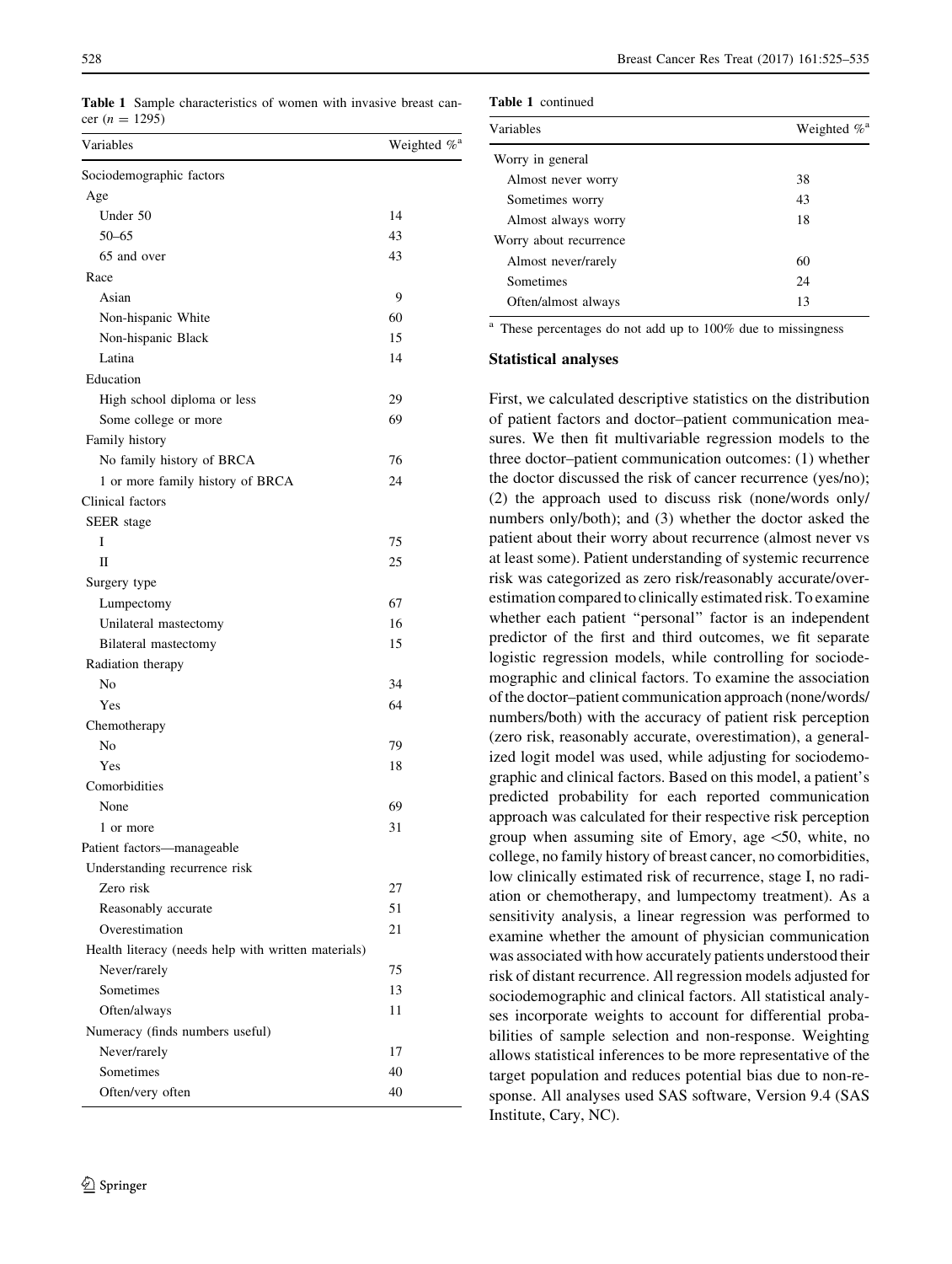**Table 1** Sample characteristics of women with invasive breast cancer ($n = 1295$)

| Variables | Weighted %[a] |
|---|---|
| Sociodemographic factors | |
| Age | |
| Under 50 | 14 |
| 50–65 | 43 |
| 65 and over | 43 |
| Race | |
| Asian | 9 |
| Non-hispanic White | 60 |
| Non-hispanic Black | 15 |
| Latina | 14 |
| Education | |
| High school diploma or less | 29 |
| Some college or more | 69 |
| Family history | |
| No family history of BRCA | 76 |
| 1 or more family history of BRCA | 24 |
| Clinical factors | |
| SEER stage | |
| I | 75 |
| II | 25 |
| Surgery type | |
| Lumpectomy | 67 |
| Unilateral mastectomy | 16 |
| Bilateral mastectomy | 15 |
| Radiation therapy | |
| No | 34 |
| Yes | 64 |
| Chemotherapy | |
| No | 79 |
| Yes | 18 |
| Comorbidities | |
| None | 69 |
| 1 or more | 31 |
| Patient factors—manageable | |
| Understanding recurrence risk | |
| Zero risk | 27 |
| Reasonably accurate | 51 |
| Overestimation | 21 |
| Health literacy (needs help with written materials) | |
| Never/rarely | 75 |
| Sometimes | 13 |
| Often/always | 11 |
| Numeracy (finds numbers useful) | |
| Never/rarely | 17 |
| Sometimes | 40 |
| Often/very often | 40 |
| Worry in general | |
| Almost never worry | 38 |
| Sometimes worry | 43 |
| Almost always worry | 18 |
| Worry about recurrence | |
| Almost never/rarely | 60 |
| Sometimes | 24 |
| Often/almost always | 13 |

[a] These percentages do not add up to 100% due to missingness

### Statistical analyses

First, we calculated descriptive statistics on the distribution of patient factors and doctor–patient communication measures. We then fit multivariable regression models to the three doctor–patient communication outcomes: (1) whether the doctor discussed the risk of cancer recurrence (yes/no); (2) the approach used to discuss risk (none/words only/numbers only/both); and (3) whether the doctor asked the patient about their worry about recurrence (almost never vs at least some). Patient understanding of systemic recurrence risk was categorized as zero risk/reasonably accurate/overestimation compared to clinically estimated risk. To examine whether each patient "personal" factor is an independent predictor of the first and third outcomes, we fit separate logistic regression models, while controlling for sociodemographic and clinical factors. To examine the association of the doctor–patient communication approach (none/words/numbers/both) with the accuracy of patient risk perception (zero risk, reasonably accurate, overestimation), a generalized logit model was used, while adjusting for sociodemographic and clinical factors. Based on this model, a patient's predicted probability for each reported communication approach was calculated for their respective risk perception group when assuming site of Emory, age <50, white, no college, no family history of breast cancer, no comorbidities, low clinically estimated risk of recurrence, stage I, no radiation or chemotherapy, and lumpectomy treatment). As a sensitivity analysis, a linear regression was performed to examine whether the amount of physician communication was associated with how accurately patients understood their risk of distant recurrence. All regression models adjusted for sociodemographic and clinical factors. All statistical analyses incorporate weights to account for differential probabilities of sample selection and non-response. Weighting allows statistical inferences to be more representative of the target population and reduces potential bias due to non-response. All analyses used SAS software, Version 9.4 (SAS Institute, Cary, NC).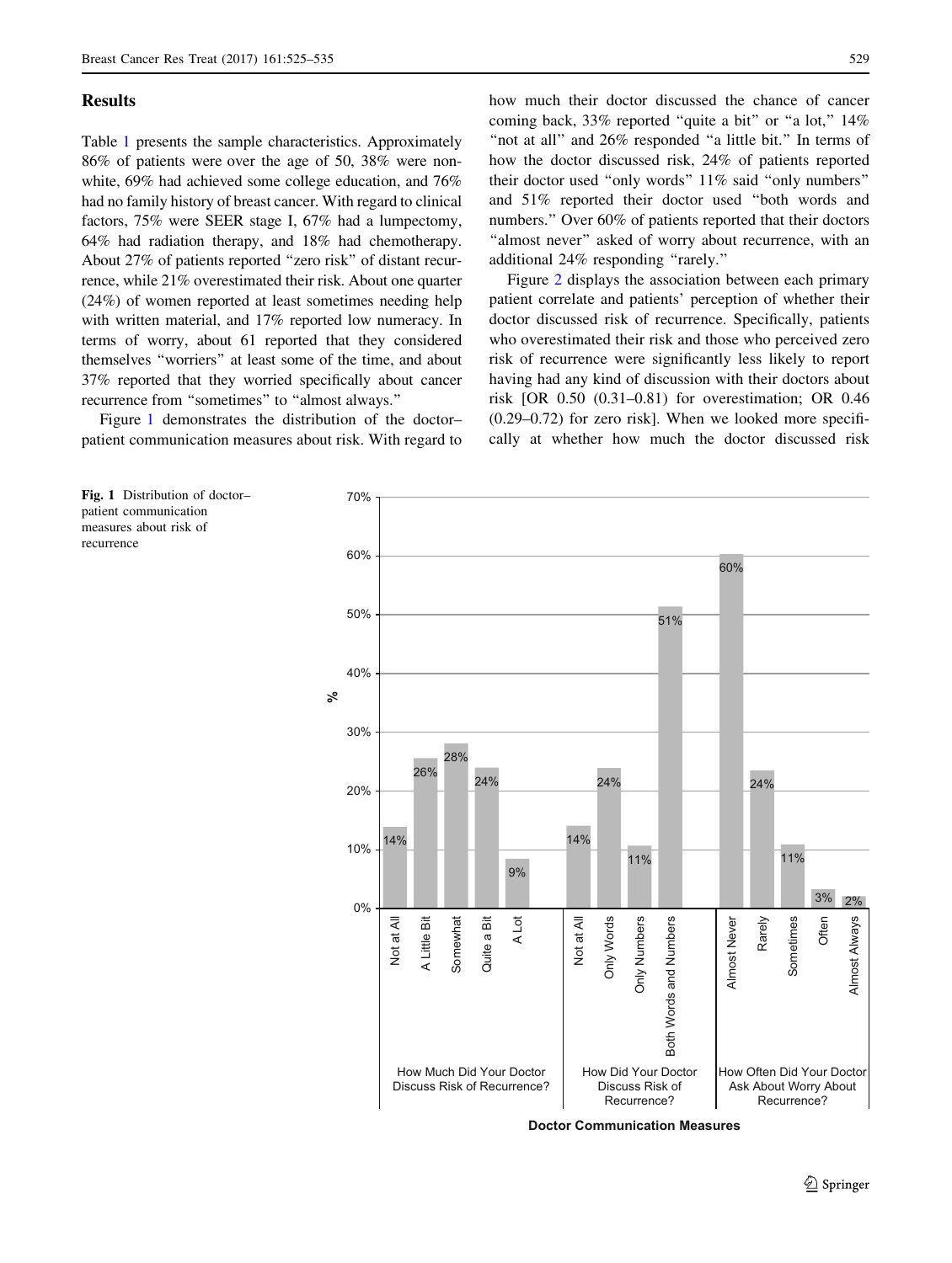## Results

Table 1 presents the sample characteristics. Approximately 86% of patients were over the age of 50, 38% were non-white, 69% had achieved some college education, and 76% had no family history of breast cancer. With regard to clinical factors, 75% were SEER stage I, 67% had a lumpectomy, 64% had radiation therapy, and 18% had chemotherapy. About 27% of patients reported "zero risk" of distant recurrence, while 21% overestimated their risk. About one quarter (24%) of women reported at least sometimes needing help with written material, and 17% reported low numeracy. In terms of worry, about 61 reported that they considered themselves "worriers" at least some of the time, and about 37% reported that they worried specifically about cancer recurrence from "sometimes" to "almost always."

Figure 1 demonstrates the distribution of the doctor–patient communication measures about risk. With regard to how much their doctor discussed the chance of cancer coming back, 33% reported "quite a bit" or "a lot," 14% "not at all" and 26% responded "a little bit." In terms of how the doctor discussed risk, 24% of patients reported their doctor used "only words" 11% said "only numbers" and 51% reported their doctor used "both words and numbers." Over 60% of patients reported that their doctors "almost never" asked of worry about recurrence, with an additional 24% responding "rarely."

Figure 2 displays the association between each primary patient correlate and patients' perception of whether their doctor discussed risk of recurrence. Specifically, patients who overestimated their risk and those who perceived zero risk of recurrence were significantly less likely to report having had any kind of discussion with their doctors about risk [OR 0.50 (0.31–0.81) for overestimation; OR 0.46 (0.29–0.72) for zero risk]. When we looked more specifically at whether how much the doctor discussed risk

**Fig. 1** Distribution of doctor–patient communication measures about risk of recurrence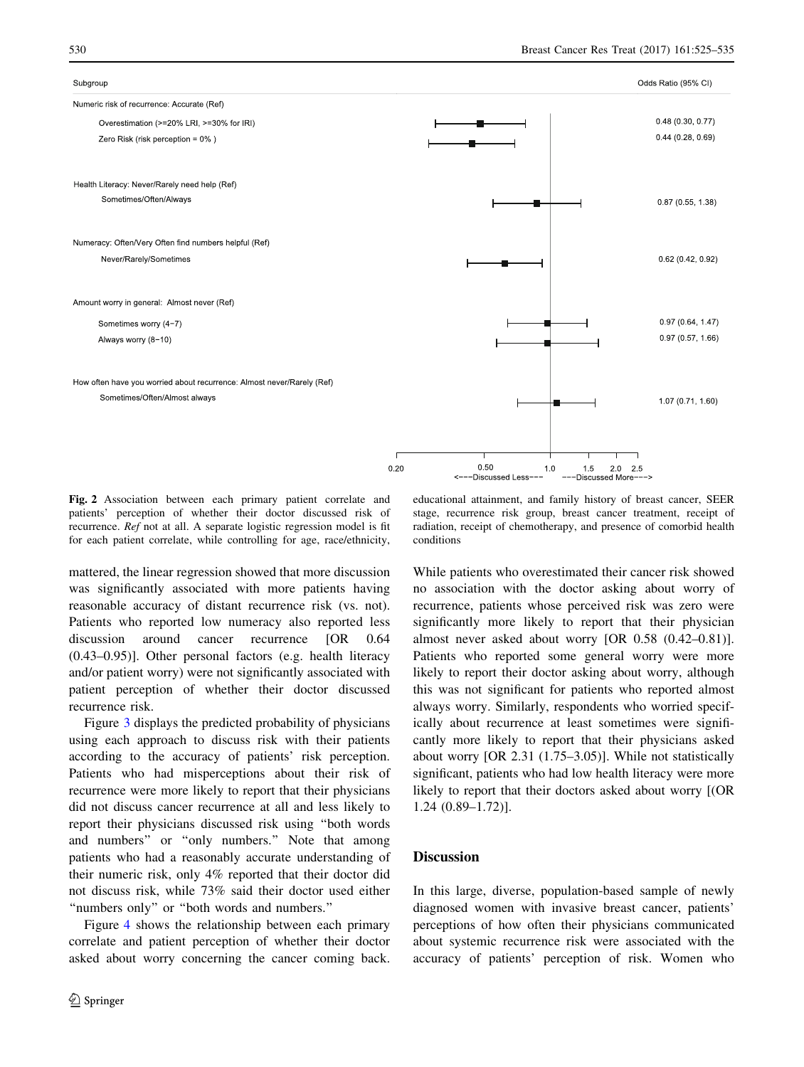| Subgroup | Odds Ratio (95% CI) |
| --- | --- |
| Numeric risk of recurrence: Accurate (Ref) | |
| Overestimation (>=20% LRI, >=30% for IRI) | 0.48 (0.30, 0.77) |
| Zero Risk (risk perception = 0% ) | 0.44 (0.28, 0.69) |
| Health Literacy: Never/Rarely need help (Ref) | |
| Sometimes/Often/Always | 0.87 (0.55, 1.38) |
| Numeracy: Often/Very Often find numbers helpful (Ref) | |
| Never/Rarely/Sometimes | 0.62 (0.42, 0.92) |
| Amount worry in general: Almost never (Ref) | |
| Sometimes worry (4–7) | 0.97 (0.64, 1.47) |
| Always worry (8–10) | 0.97 (0.57, 1.66) |
| How often have you worried about recurrence: Almost never/Rarely (Ref) | |
| Sometimes/Often/Almost always | 1.07 (0.71, 1.60) |

<---Discussed Less--- ---Discussed More--->

**Fig. 2** Association between each primary patient correlate and patients' perception of whether their doctor discussed risk of recurrence. *Ref* not at all. A separate logistic regression model is fit for each patient correlate, while controlling for age, race/ethnicity, educational attainment, and family history of breast cancer, SEER stage, recurrence risk group, breast cancer treatment, receipt of radiation, receipt of chemotherapy, and presence of comorbid health conditions

mattered, the linear regression showed that more discussion was significantly associated with more patients having reasonable accuracy of distant recurrence risk (vs. not). Patients who reported low numeracy also reported less discussion around cancer recurrence [OR 0.64 (0.43–0.95)]. Other personal factors (e.g. health literacy and/or patient worry) were not significantly associated with patient perception of whether their doctor discussed recurrence risk.

Figure 3 displays the predicted probability of physicians using each approach to discuss risk with their patients according to the accuracy of patients' risk perception. Patients who had misperceptions about their risk of recurrence were more likely to report that their physicians did not discuss cancer recurrence at all and less likely to report their physicians discussed risk using "both words and numbers" or "only numbers." Note that among patients who had a reasonably accurate understanding of their numeric risk, only 4% reported that their doctor did not discuss risk, while 73% said their doctor used either "numbers only" or "both words and numbers."

Figure 4 shows the relationship between each primary correlate and patient perception of whether their doctor asked about worry concerning the cancer coming back. While patients who overestimated their cancer risk showed no association with the doctor asking about worry of recurrence, patients whose perceived risk was zero were significantly more likely to report that their physician almost never asked about worry [OR 0.58 (0.42–0.81)]. Patients who reported some general worry were more likely to report their doctor asking about worry, although this was not significant for patients who reported almost always worry. Similarly, respondents who worried specifically about recurrence at least sometimes were significantly more likely to report that their physicians asked about worry [OR 2.31 (1.75–3.05)]. While not statistically significant, patients who had low health literacy were more likely to report that their doctors asked about worry [(OR 1.24 (0.89–1.72)].

## Discussion

In this large, diverse, population-based sample of newly diagnosed women with invasive breast cancer, patients' perceptions of how often their physicians communicated about systemic recurrence risk were associated with the accuracy of patients' perception of risk. Women who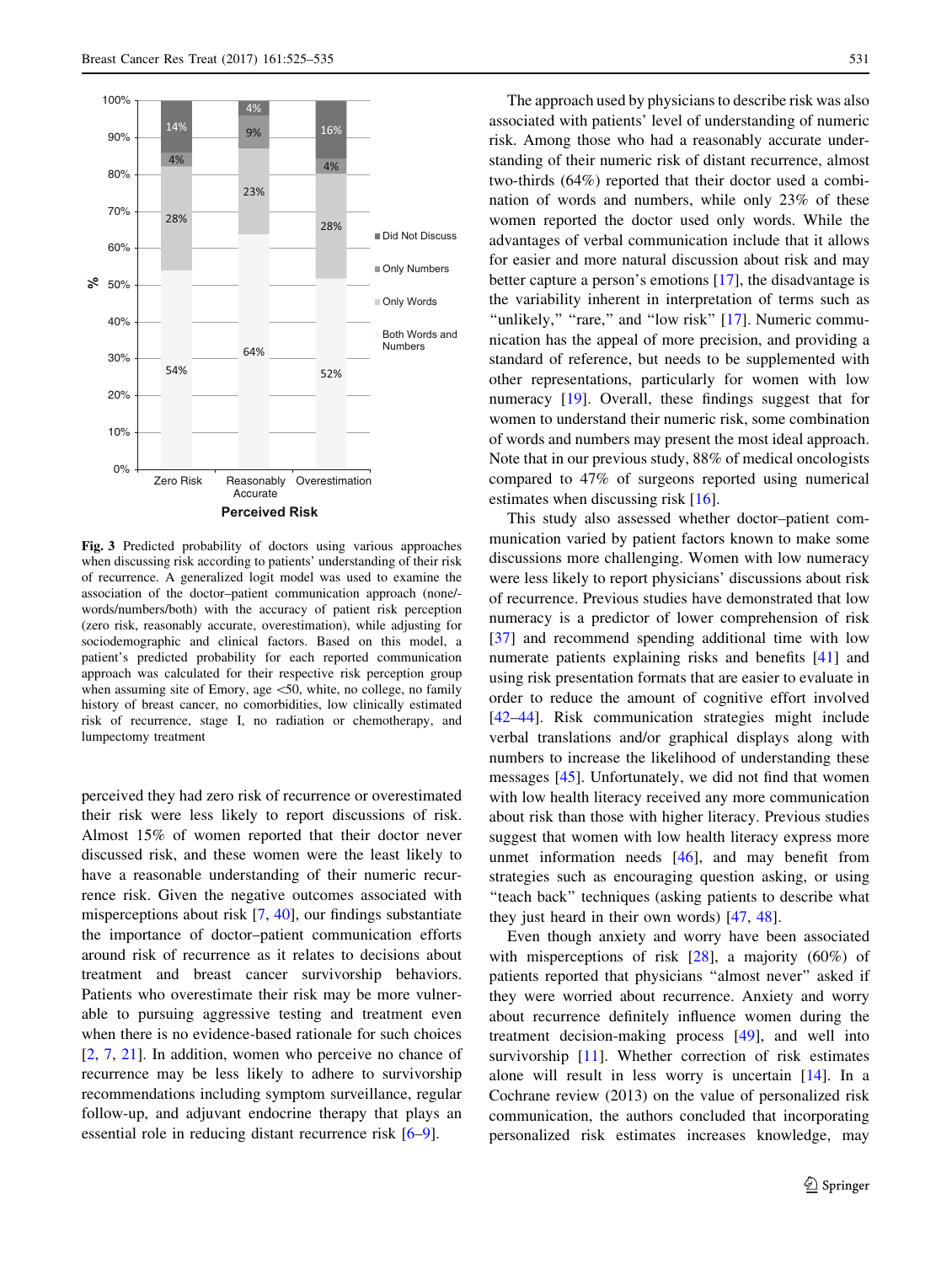| Perceived Risk | Both Words and Numbers | Only Words | Only Numbers | Did Not Discuss |
|---|---|---|---|---|
| Zero Risk | 54% | 28% | 4% | 14% |
| Reasonably Accurate | 64% | 23% | 9% | 4% |
| Overestimation | 52% | 28% | 4% | 16% |

**Fig. 3** Predicted probability of doctors using various approaches when discussing risk according to patients' understanding of their risk of recurrence. A generalized logit model was used to examine the association of the doctor–patient communication approach (none/-words/numbers/both) with the accuracy of patient risk perception (zero risk, reasonably accurate, overestimation), while adjusting for sociodemographic and clinical factors. Based on this model, a patient's predicted probability for each reported communication approach was calculated for their respective risk perception group when assuming site of Emory, age <50, white, no college, no family history of breast cancer, no comorbidities, low clinically estimated risk of recurrence, stage I, no radiation or chemotherapy, and lumpectomy treatment

perceived they had zero risk of recurrence or overestimated their risk were less likely to report discussions of risk. Almost 15% of women reported that their doctor never discussed risk, and these women were the least likely to have a reasonable understanding of their numeric recurrence risk. Given the negative outcomes associated with misperceptions about risk [7, 40], our findings substantiate the importance of doctor–patient communication efforts around risk of recurrence as it relates to decisions about treatment and breast cancer survivorship behaviors. Patients who overestimate their risk may be more vulnerable to pursuing aggressive testing and treatment even when there is no evidence-based rationale for such choices [2, 7, 21]. In addition, women who perceive no chance of recurrence may be less likely to adhere to survivorship recommendations including symptom surveillance, regular follow-up, and adjuvant endocrine therapy that plays an essential role in reducing distant recurrence risk [6–9].

The approach used by physicians to describe risk was also associated with patients' level of understanding of numeric risk. Among those who had a reasonably accurate understanding of their numeric risk of distant recurrence, almost two-thirds (64%) reported that their doctor used a combination of words and numbers, while only 23% of these women reported the doctor used only words. While the advantages of verbal communication include that it allows for easier and more natural discussion about risk and may better capture a person's emotions [17], the disadvantage is the variability inherent in interpretation of terms such as "unlikely," "rare," and "low risk" [17]. Numeric communication has the appeal of more precision, and providing a standard of reference, but needs to be supplemented with other representations, particularly for women with low numeracy [19]. Overall, these findings suggest that for women to understand their numeric risk, some combination of words and numbers may present the most ideal approach. Note that in our previous study, 88% of medical oncologists compared to 47% of surgeons reported using numerical estimates when discussing risk [16].

This study also assessed whether doctor–patient communication varied by patient factors known to make some discussions more challenging. Women with low numeracy were less likely to report physicians' discussions about risk of recurrence. Previous studies have demonstrated that low numeracy is a predictor of lower comprehension of risk [37] and recommend spending additional time with low numerate patients explaining risks and benefits [41] and using risk presentation formats that are easier to evaluate in order to reduce the amount of cognitive effort involved [42–44]. Risk communication strategies might include verbal translations and/or graphical displays along with numbers to increase the likelihood of understanding these messages [45]. Unfortunately, we did not find that women with low health literacy received any more communication about risk than those with higher literacy. Previous studies suggest that women with low health literacy express more unmet information needs [46], and may benefit from strategies such as encouraging question asking, or using "teach back" techniques (asking patients to describe what they just heard in their own words) [47, 48].

Even though anxiety and worry have been associated with misperceptions of risk [28], a majority (60%) of patients reported that physicians "almost never" asked if they were worried about recurrence. Anxiety and worry about recurrence definitely influence women during the treatment decision-making process [49], and well into survivorship [11]. Whether correction of risk estimates alone will result in less worry is uncertain [14]. In a Cochrane review (2013) on the value of personalized risk communication, the authors concluded that incorporating personalized risk estimates increases knowledge, may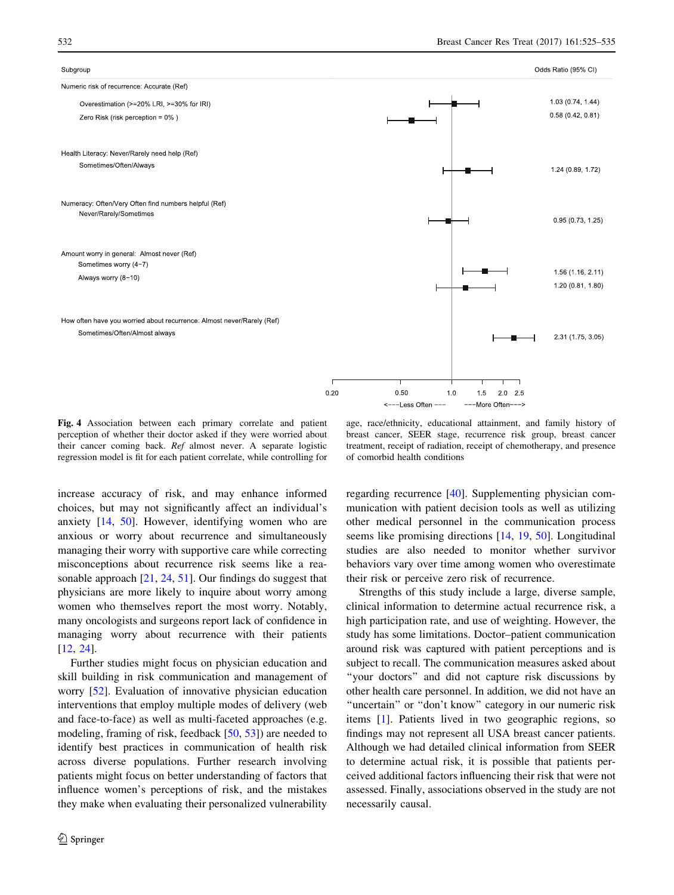| Subgroup | Odds Ratio (95% CI) |
| --- | --- |
| Numeric risk of recurrence: Accurate (Ref) | |
| Overestimation (>=20% LRI, >=30% for IRI) | 1.03 (0.74, 1.44) |
| Zero Risk (risk perception = 0% ) | 0.58 (0.42, 0.81) |
| Health Literacy: Never/Rarely need help (Ref) | |
| Sometimes/Often/Always | 1.24 (0.89, 1.72) |
| Numeracy: Often/Very Often find numbers helpful (Ref) | |
| Never/Rarely/Sometimes | 0.95 (0.73, 1.25) |
| Amount worry in general: Almost never (Ref) | |
| Sometimes worry (4−7) | 1.56 (1.16, 2.11) |
| Always worry (8−10) | 1.20 (0.81, 1.80) |
| How often have you worried about recurrence: Almost never/Rarely (Ref) | |
| Sometimes/Often/Almost always | 2.31 (1.75, 3.05) |

<---Less Often --- ---More Often--->

**Fig. 4** Association between each primary correlate and patient perception of whether their doctor asked if they were worried about their cancer coming back. *Ref* almost never. A separate logistic regression model is fit for each patient correlate, while controlling for age, race/ethnicity, educational attainment, and family history of breast cancer, SEER stage, recurrence risk group, breast cancer treatment, receipt of radiation, receipt of chemotherapy, and presence of comorbid health conditions

increase accuracy of risk, and may enhance informed choices, but may not significantly affect an individual's anxiety [14, 50]. However, identifying women who are anxious or worry about recurrence and simultaneously managing their worry with supportive care while correcting misconceptions about recurrence risk seems like a reasonable approach [21, 24, 51]. Our findings do suggest that physicians are more likely to inquire about worry among women who themselves report the most worry. Notably, many oncologists and surgeons report lack of confidence in managing worry about recurrence with their patients [12, 24].

Further studies might focus on physician education and skill building in risk communication and management of worry [52]. Evaluation of innovative physician education interventions that employ multiple modes of delivery (web and face-to-face) as well as multi-faceted approaches (e.g. modeling, framing of risk, feedback [50, 53]) are needed to identify best practices in communication of health risk across diverse populations. Further research involving patients might focus on better understanding of factors that influence women's perceptions of risk, and the mistakes they make when evaluating their personalized vulnerability regarding recurrence [40]. Supplementing physician communication with patient decision tools as well as utilizing other medical personnel in the communication process seems like promising directions [14, 19, 50]. Longitudinal studies are also needed to monitor whether survivor behaviors vary over time among women who overestimate their risk or perceive zero risk of recurrence.

Strengths of this study include a large, diverse sample, clinical information to determine actual recurrence risk, a high participation rate, and use of weighting. However, the study has some limitations. Doctor–patient communication around risk was captured with patient perceptions and is subject to recall. The communication measures asked about "your doctors" and did not capture risk discussions by other health care personnel. In addition, we did not have an "uncertain" or "don't know" category in our numeric risk items [1]. Patients lived in two geographic regions, so findings may not represent all USA breast cancer patients. Although we had detailed clinical information from SEER to determine actual risk, it is possible that patients perceived additional factors influencing their risk that were not assessed. Finally, associations observed in the study are not necessarily causal.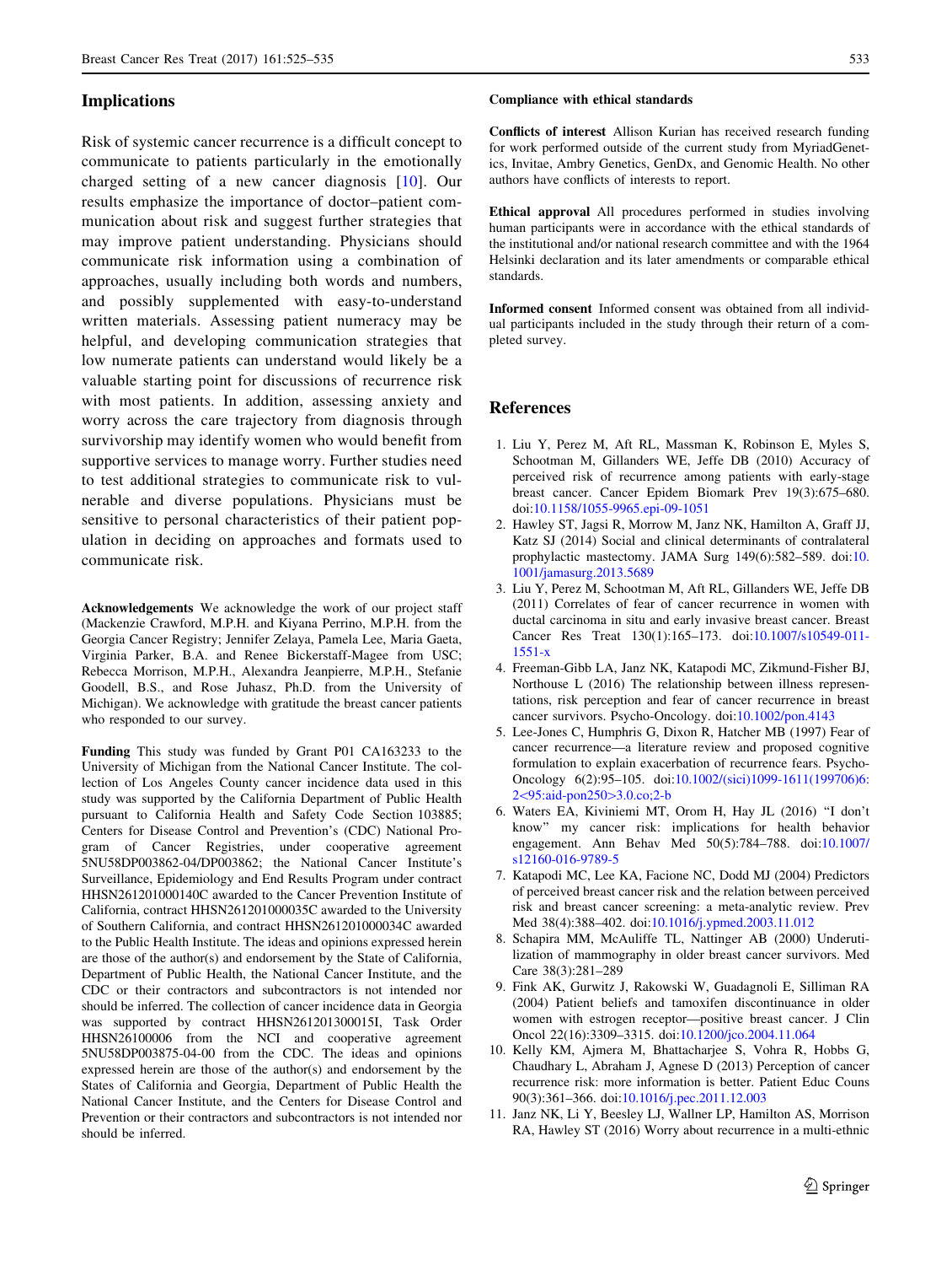## Implications

Risk of systemic cancer recurrence is a difficult concept to communicate to patients particularly in the emotionally charged setting of a new cancer diagnosis [10]. Our results emphasize the importance of doctor–patient communication about risk and suggest further strategies that may improve patient understanding. Physicians should communicate risk information using a combination of approaches, usually including both words and numbers, and possibly supplemented with easy-to-understand written materials. Assessing patient numeracy may be helpful, and developing communication strategies that low numerate patients can understand would likely be a valuable starting point for discussions of recurrence risk with most patients. In addition, assessing anxiety and worry across the care trajectory from diagnosis through survivorship may identify women who would benefit from supportive services to manage worry. Further studies need to test additional strategies to communicate risk to vulnerable and diverse populations. Physicians must be sensitive to personal characteristics of their patient population in deciding on approaches and formats used to communicate risk.

**Acknowledgements** We acknowledge the work of our project staff (Mackenzie Crawford, M.P.H. and Kiyana Perrino, M.P.H. from the Georgia Cancer Registry; Jennifer Zelaya, Pamela Lee, Maria Gaeta, Virginia Parker, B.A. and Renee Bickerstaff-Magee from USC; Rebecca Morrison, M.P.H., Alexandra Jeanpierre, M.P.H., Stefanie Goodell, B.S., and Rose Juhasz, Ph.D. from the University of Michigan). We acknowledge with gratitude the breast cancer patients who responded to our survey.

**Funding** This study was funded by Grant P01 CA163233 to the University of Michigan from the National Cancer Institute. The collection of Los Angeles County cancer incidence data used in this study was supported by the California Department of Public Health pursuant to California Health and Safety Code Section 103885; Centers for Disease Control and Prevention's (CDC) National Program of Cancer Registries, under cooperative agreement 5NU58DP003862-04/DP003862; the National Cancer Institute's Surveillance, Epidemiology and End Results Program under contract HHSN261201000140C awarded to the Cancer Prevention Institute of California, contract HHSN261201000035C awarded to the University of Southern California, and contract HHSN261201000034C awarded to the Public Health Institute. The ideas and opinions expressed herein are those of the author(s) and endorsement by the State of California, Department of Public Health, the National Cancer Institute, and the CDC or their contractors and subcontractors is not intended nor should be inferred. The collection of cancer incidence data in Georgia was supported by contract HHSN261201300015I, Task Order HHSN26100006 from the NCI and cooperative agreement 5NU58DP003875-04-00 from the CDC. The ideas and opinions expressed herein are those of the author(s) and endorsement by the States of California and Georgia, Department of Public Health the National Cancer Institute, and the Centers for Disease Control and Prevention or their contractors and subcontractors is not intended nor should be inferred.

### Compliance with ethical standards

**Conflicts of interest** Allison Kurian has received research funding for work performed outside of the current study from MyriadGenetics, Invitae, Ambry Genetics, GenDx, and Genomic Health. No other authors have conflicts of interests to report.

**Ethical approval** All procedures performed in studies involving human participants were in accordance with the ethical standards of the institutional and/or national research committee and with the 1964 Helsinki declaration and its later amendments or comparable ethical standards.

**Informed consent** Informed consent was obtained from all individual participants included in the study through their return of a completed survey.

## References

1. Liu Y, Perez M, Aft RL, Massman K, Robinson E, Myles S, Schootman M, Gillanders WE, Jeffe DB (2010) Accuracy of perceived risk of recurrence among patients with early-stage breast cancer. Cancer Epidem Biomark Prev 19(3):675–680. doi:10.1158/1055-9965.epi-09-1051
2. Hawley ST, Jagsi R, Morrow M, Janz NK, Hamilton A, Graff JJ, Katz SJ (2014) Social and clinical determinants of contralateral prophylactic mastectomy. JAMA Surg 149(6):582–589. doi:10.1001/jamasurg.2013.5689
3. Liu Y, Perez M, Schootman M, Aft RL, Gillanders WE, Jeffe DB (2011) Correlates of fear of cancer recurrence in women with ductal carcinoma in situ and early invasive breast cancer. Breast Cancer Res Treat 130(1):165–173. doi:10.1007/s10549-011-1551-x
4. Freeman-Gibb LA, Janz NK, Katapodi MC, Zikmund-Fisher BJ, Northouse L (2016) The relationship between illness representations, risk perception and fear of cancer recurrence in breast cancer survivors. Psycho-Oncology. doi:10.1002/pon.4143
5. Lee-Jones C, Humphris G, Dixon R, Hatcher MB (1997) Fear of cancer recurrence—a literature review and proposed cognitive formulation to explain exacerbation of recurrence fears. Psycho-Oncology 6(2):95–105. doi:10.1002/(sici)1099-1611(199706)6:2<95:aid-pon250>3.0.co;2-b
6. Waters EA, Kiviniemi MT, Orom H, Hay JL (2016) "I don't know" my cancer risk: implications for health behavior engagement. Ann Behav Med 50(5):784–788. doi:10.1007/s12160-016-9789-5
7. Katapodi MC, Lee KA, Facione NC, Dodd MJ (2004) Predictors of perceived breast cancer risk and the relation between perceived risk and breast cancer screening: a meta-analytic review. Prev Med 38(4):388–402. doi:10.1016/j.ypmed.2003.11.012
8. Schapira MM, McAuliffe TL, Nattinger AB (2000) Underutilization of mammography in older breast cancer survivors. Med Care 38(3):281–289
9. Fink AK, Gurwitz J, Rakowski W, Guadagnoli E, Silliman RA (2004) Patient beliefs and tamoxifen discontinuance in older women with estrogen receptor—positive breast cancer. J Clin Oncol 22(16):3309–3315. doi:10.1200/jco.2004.11.064
10. Kelly KM, Ajmera M, Bhattacharjee S, Vohra R, Hobbs G, Chaudhary L, Abraham J, Agnese D (2013) Perception of cancer recurrence risk: more information is better. Patient Educ Couns 90(3):361–366. doi:10.1016/j.pec.2011.12.003
11. Janz NK, Li Y, Beesley LJ, Wallner LP, Hamilton AS, Morrison RA, Hawley ST (2016) Worry about recurrence in a multi-ethnic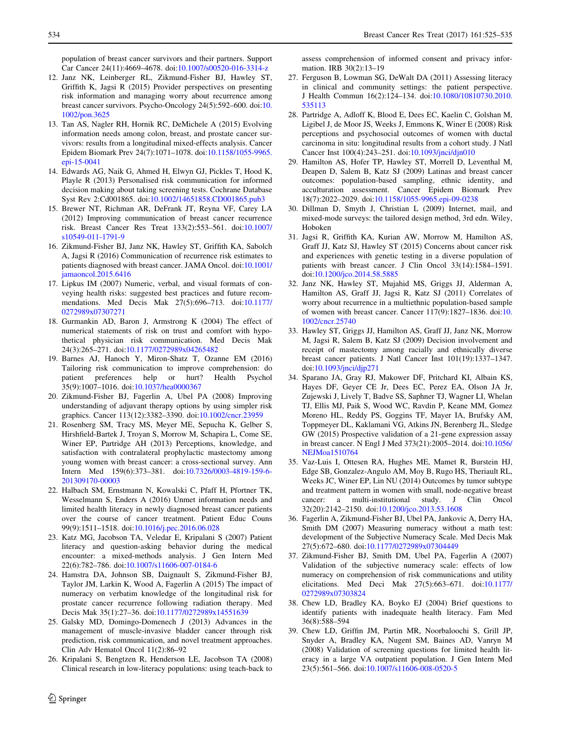population of breast cancer survivors and their partners. Support Car Cancer 24(11):4669–4678. doi:10.1007/s00520-016-3314-z

12. Janz NK, Leinberger RL, Zikmund-Fisher BJ, Hawley ST, Griffith K, Jagsi R (2015) Provider perspectives on presenting risk information and managing worry about recurrence among breast cancer survivors. Psycho-Oncology 24(5):592–600. doi:10.1002/pon.3625
13. Tan AS, Nagler RH, Hornik RC, DeMichele A (2015) Evolving information needs among colon, breast, and prostate cancer survivors: results from a longitudinal mixed-effects analysis. Cancer Epidem Biomark Prev 24(7):1071–1078. doi:10.1158/1055-9965.epi-15-0041
14. Edwards AG, Naik G, Ahmed H, Elwyn GJ, Pickles T, Hood K, Playle R (2013) Personalised risk communication for informed decision making about taking screening tests. Cochrane Database Syst Rev 2:Cd001865. doi:10.1002/14651858.CD001865.pub3
15. Brewer NT, Richman AR, DeFrank JT, Reyna VF, Carey LA (2012) Improving communication of breast cancer recurrence risk. Breast Cancer Res Treat 133(2):553–561. doi:10.1007/s10549-011-1791-9
16. Zikmund-Fisher BJ, Janz NK, Hawley ST, Griffith KA, Sabolch A, Jagsi R (2016) Communication of recurrence risk estimates to patients diagnosed with breast cancer. JAMA Oncol. doi:10.1001/jamaoncol.2015.6416
17. Lipkus IM (2007) Numeric, verbal, and visual formats of conveying health risks: suggested best practices and future recommendations. Med Decis Mak 27(5):696–713. doi:10.1177/0272989x07307271
18. Gurmankin AD, Baron J, Armstrong K (2004) The effect of numerical statements of risk on trust and comfort with hypothetical physician risk communication. Med Decis Mak 24(3):265–271. doi:10.1177/0272989x04265482
19. Barnes AJ, Hanoch Y, Miron-Shatz T, Ozanne EM (2016) Tailoring risk communication to improve comprehension: do patient preferences help or hurt? Health Psychol 35(9):1007–1016. doi:10.1037/hea0000367
20. Zikmund-Fisher BJ, Fagerlin A, Ubel PA (2008) Improving understanding of adjuvant therapy options by using simpler risk graphics. Cancer 113(12):3382–3390. doi:10.1002/cncr.23959
21. Rosenberg SM, Tracy MS, Meyer ME, Sepucha K, Gelber S, Hirshfield-Bartek J, Troyan S, Morrow M, Schapira L, Come SE, Winer EP, Partridge AH (2013) Perceptions, knowledge, and satisfaction with contralateral prophylactic mastectomy among young women with breast cancer: a cross-sectional survey. Ann Intern Med 159(6):373–381. doi:10.7326/0003-4819-159-6-201309170-00003
22. Halbach SM, Ernstmann N, Kowalski C, Pfaff H, Pfortner TK, Wesselmann S, Enders A (2016) Unmet information needs and limited health literacy in newly diagnosed breast cancer patients over the course of cancer treatment. Patient Educ Couns 99(9):1511–1518. doi:10.1016/j.pec.2016.06.028
23. Katz MG, Jacobson TA, Veledar E, Kripalani S (2007) Patient literacy and question-asking behavior during the medical encounter: a mixed-methods analysis. J Gen Intern Med 22(6):782–786. doi:10.1007/s11606-007-0184-6
24. Hamstra DA, Johnson SB, Daignault S, Zikmund-Fisher BJ, Taylor JM, Larkin K, Wood A, Fagerlin A (2015) The impact of numeracy on verbatim knowledge of the longitudinal risk for prostate cancer recurrence following radiation therapy. Med Decis Mak 35(1):27–36. doi:10.1177/0272989x14551639
25. Galsky MD, Domingo-Domenech J (2013) Advances in the management of muscle-invasive bladder cancer through risk prediction, risk communication, and novel treatment approaches. Clin Adv Hematol Oncol 11(2):86–92
26. Kripalani S, Bengtzen R, Henderson LE, Jacobson TA (2008) Clinical research in low-literacy populations: using teach-back to assess comprehension of informed consent and privacy information. IRB 30(2):13–19
27. Ferguson B, Lowman SG, DeWalt DA (2011) Assessing literacy in clinical and community settings: the patient perspective. J Health Commun 16(2):124–134. doi:10.1080/10810730.2010.535113
28. Partridge A, Adloff K, Blood E, Dees EC, Kaelin C, Golshan M, Ligibel J, de Moor JS, Weeks J, Emmons K, Winer E (2008) Risk perceptions and psychosocial outcomes of women with ductal carcinoma in situ: longitudinal results from a cohort study. J Natl Cancer Inst 100(4):243–251. doi:10.1093/jnci/djn010
29. Hamilton AS, Hofer TP, Hawley ST, Morrell D, Leventhal M, Deapen D, Salem B, Katz SJ (2009) Latinas and breast cancer outcomes: population-based sampling, ethnic identity, and acculturation assessment. Cancer Epidem Biomark Prev 18(7):2022–2029. doi:10.1158/1055-9965.epi-09-0238
30. Dillman D, Smyth J, Christian L (2009) Internet, mail, and mixed-mode surveys: the tailored design method, 3rd edn. Wiley, Hoboken
31. Jagsi R, Griffith KA, Kurian AW, Morrow M, Hamilton AS, Graff JJ, Katz SJ, Hawley ST (2015) Concerns about cancer risk and experiences with genetic testing in a diverse population of patients with breast cancer. J Clin Oncol 33(14):1584–1591. doi:10.1200/jco.2014.58.5885
32. Janz NK, Hawley ST, Mujahid MS, Griggs JJ, Alderman A, Hamilton AS, Graff JJ, Jagsi R, Katz SJ (2011) Correlates of worry about recurrence in a multiethnic population-based sample of women with breast cancer. Cancer 117(9):1827–1836. doi:10.1002/cncr.25740
33. Hawley ST, Griggs JJ, Hamilton AS, Graff JJ, Janz NK, Morrow M, Jagsi R, Salem B, Katz SJ (2009) Decision involvement and receipt of mastectomy among racially and ethnically diverse breast cancer patients. J Natl Cancer Inst 101(19):1337–1347. doi:10.1093/jnci/djp271
34. Sparano JA, Gray RJ, Makower DF, Pritchard KI, Albain KS, Hayes DF, Geyer CE Jr, Dees EC, Perez EA, Olson JA Jr, Zujewski J, Lively T, Badve SS, Saphner TJ, Wagner LI, Whelan TJ, Ellis MJ, Paik S, Wood WC, Ravdin P, Keane MM, Gomez Moreno HL, Reddy PS, Goggins TF, Mayer IA, Brufsky AM, Toppmeyer DL, Kaklamani VG, Atkins JN, Berenberg JL, Sledge GW (2015) Prospective validation of a 21-gene expression assay in breast cancer. N Engl J Med 373(21):2005–2014. doi:10.1056/NEJMoa1510764
35. Vaz-Luis I, Ottesen RA, Hughes ME, Mamet R, Burstein HJ, Edge SB, Gonzalez-Angulo AM, Moy B, Rugo HS, Theriault RL, Weeks JC, Winer EP, Lin NU (2014) Outcomes by tumor subtype and treatment pattern in women with small, node-negative breast cancer: a multi-institutional study. J Clin Oncol 32(20):2142–2150. doi:10.1200/jco.2013.53.1608
36. Fagerlin A, Zikmund-Fisher BJ, Ubel PA, Jankovic A, Derry HA, Smith DM (2007) Measuring numeracy without a math test: development of the Subjective Numeracy Scale. Med Decis Mak 27(5):672–680. doi:10.1177/0272989x07304449
37. Zikmund-Fisher BJ, Smith DM, Ubel PA, Fagerlin A (2007) Validation of the subjective numeracy scale: effects of low numeracy on comprehension of risk communications and utility elicitations. Med Deci Mak 27(5):663–671. doi:10.1177/0272989x07303824
38. Chew LD, Bradley KA, Boyko EJ (2004) Brief questions to identify patients with inadequate health literacy. Fam Med 36(8):588–594
39. Chew LD, Griffin JM, Partin MR, Noorbaloochi S, Grill JP, Snyder A, Bradley KA, Nugent SM, Baines AD, Vanryn M (2008) Validation of screening questions for limited health literacy in a large VA outpatient population. J Gen Intern Med 23(5):561–566. doi:10.1007/s11606-008-0520-5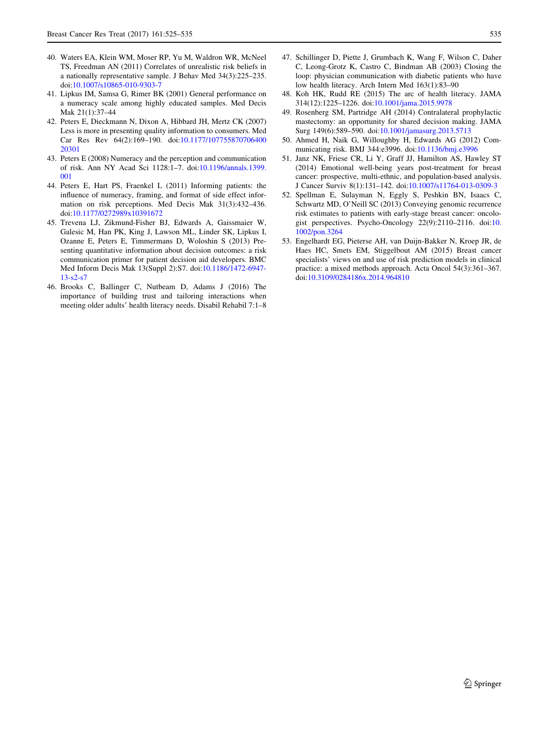40. Waters EA, Klein WM, Moser RP, Yu M, Waldron WR, McNeel TS, Freedman AN (2011) Correlates of unrealistic risk beliefs in a nationally representative sample. J Behav Med 34(3):225–235. doi:10.1007/s10865-010-9303-7
41. Lipkus IM, Samsa G, Rimer BK (2001) General performance on a numeracy scale among highly educated samples. Med Decis Mak 21(1):37–44
42. Peters E, Dieckmann N, Dixon A, Hibbard JH, Mertz CK (2007) Less is more in presenting quality information to consumers. Med Car Res Rev 64(2):169–190. doi:10.1177/1077558707064002301
43. Peters E (2008) Numeracy and the perception and communication of risk. Ann NY Acad Sci 1128:1–7. doi:10.1196/annals.1399.001
44. Peters E, Hart PS, Fraenkel L (2011) Informing patients: the influence of numeracy, framing, and format of side effect information on risk perceptions. Med Decis Mak 31(3):432–436. doi:10.1177/0272989x10391672
45. Trevena LJ, Zikmund-Fisher BJ, Edwards A, Gaissmaier W, Galesic M, Han PK, King J, Lawson ML, Linder SK, Lipkus I, Ozanne E, Peters E, Timmermans D, Woloshin S (2013) Presenting quantitative information about decision outcomes: a risk communication primer for patient decision aid developers. BMC Med Inform Decis Mak 13(Suppl 2):S7. doi:10.1186/1472-6947-13-s2-s7
46. Brooks C, Ballinger C, Nutbeam D, Adams J (2016) The importance of building trust and tailoring interactions when meeting older adults' health literacy needs. Disabil Rehabil 7:1–8
47. Schillinger D, Piette J, Grumbach K, Wang F, Wilson C, Daher C, Leong-Grotz K, Castro C, Bindman AB (2003) Closing the loop: physician communication with diabetic patients who have low health literacy. Arch Intern Med 163(1):83–90
48. Koh HK, Rudd RE (2015) The arc of health literacy. JAMA 314(12):1225–1226. doi:10.1001/jama.2015.9978
49. Rosenberg SM, Partridge AH (2014) Contralateral prophylactic mastectomy: an opportunity for shared decision making. JAMA Surg 149(6):589–590. doi:10.1001/jamasurg.2013.5713
50. Ahmed H, Naik G, Willoughby H, Edwards AG (2012) Communicating risk. BMJ 344:e3996. doi:10.1136/bmj.e3996
51. Janz NK, Friese CR, Li Y, Graff JJ, Hamilton AS, Hawley ST (2014) Emotional well-being years post-treatment for breast cancer: prospective, multi-ethnic, and population-based analysis. J Cancer Surviv 8(1):131–142. doi:10.1007/s11764-013-0309-3
52. Spellman E, Sulayman N, Eggly S, Peshkin BN, Isaacs C, Schwartz MD, O'Neill SC (2013) Conveying genomic recurrence risk estimates to patients with early-stage breast cancer: oncologist perspectives. Psycho-Oncology 22(9):2110–2116. doi:10.1002/pon.3264
53. Engelhardt EG, Pieterse AH, van Duijn-Bakker N, Kroep JR, de Haes HC, Smets EM, Stiggelbout AM (2015) Breast cancer specialists' views on and use of risk prediction models in clinical practice: a mixed methods approach. Acta Oncol 54(3):361–367. doi:10.3109/0284186x.2014.964810